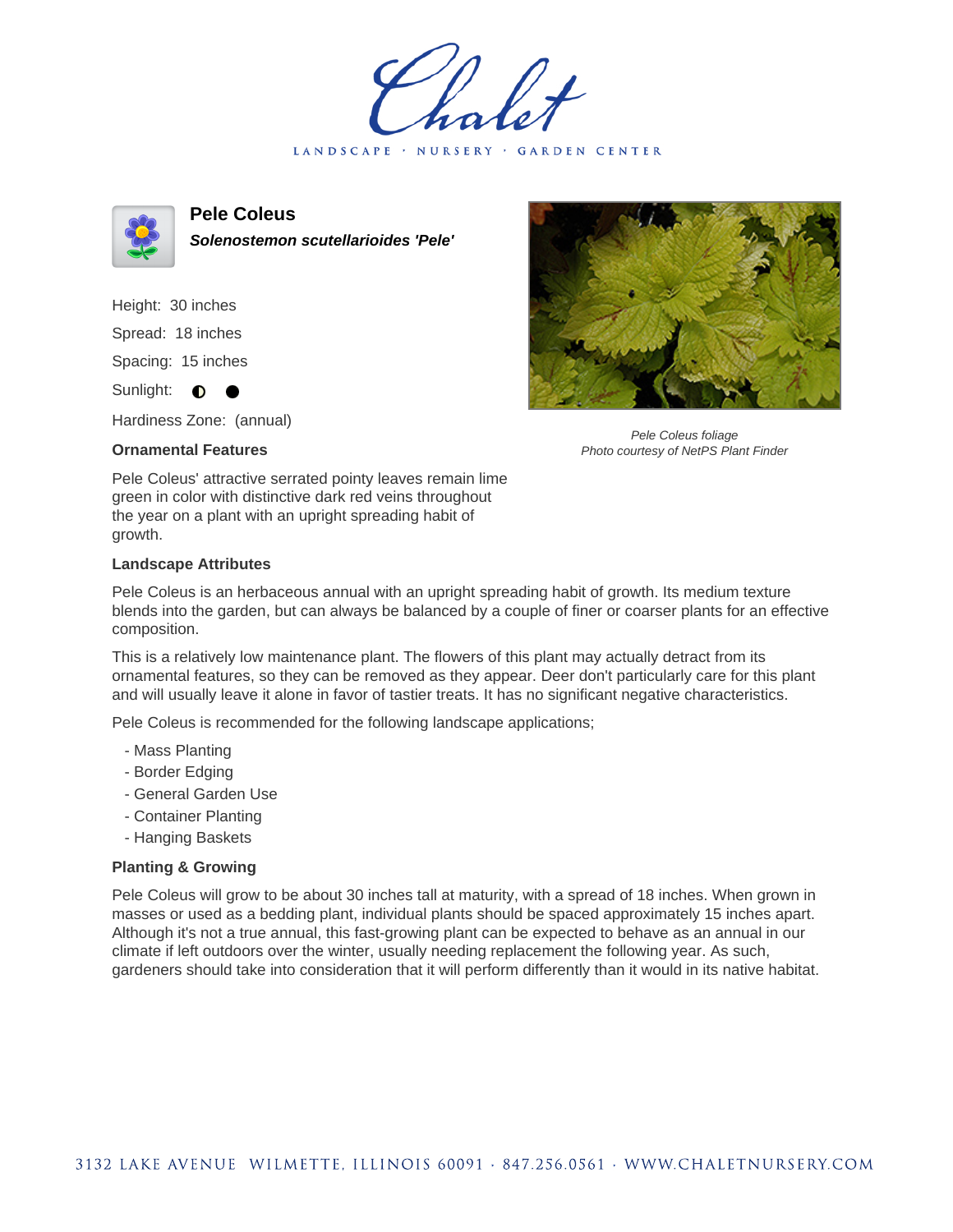# Chalet

LANDSCAPE · NURSERY · GARDEN CENTER

## Pele Coleus

***Solenostemon scutellarioides 'Pele'***

Height: 30 inches

Spread: 18 inches

Spacing: 15 inches

Sunlight: ◐ ●

Hardiness Zone: (annual)

*Pele Coleus foliage*
*Photo courtesy of NetPS Plant Finder*

### Ornamental Features

Pele Coleus' attractive serrated pointy leaves remain lime green in color with distinctive dark red veins throughout the year on a plant with an upright spreading habit of growth.

### Landscape Attributes

Pele Coleus is an herbaceous annual with an upright spreading habit of growth. Its medium texture blends into the garden, but can always be balanced by a couple of finer or coarser plants for an effective composition.

This is a relatively low maintenance plant. The flowers of this plant may actually detract from its ornamental features, so they can be removed as they appear. Deer don't particularly care for this plant and will usually leave it alone in favor of tastier treats. It has no significant negative characteristics.

Pele Coleus is recommended for the following landscape applications;

- Mass Planting
- Border Edging
- General Garden Use
- Container Planting
- Hanging Baskets

### Planting & Growing

Pele Coleus will grow to be about 30 inches tall at maturity, with a spread of 18 inches. When grown in masses or used as a bedding plant, individual plants should be spaced approximately 15 inches apart. Although it's not a true annual, this fast-growing plant can be expected to behave as an annual in our climate if left outdoors over the winter, usually needing replacement the following year. As such, gardeners should take into consideration that it will perform differently than it would in its native habitat.

3132 LAKE AVENUE WILMETTE, ILLINOIS 60091 · 847.256.0561 · WWW.CHALETNURSERY.COM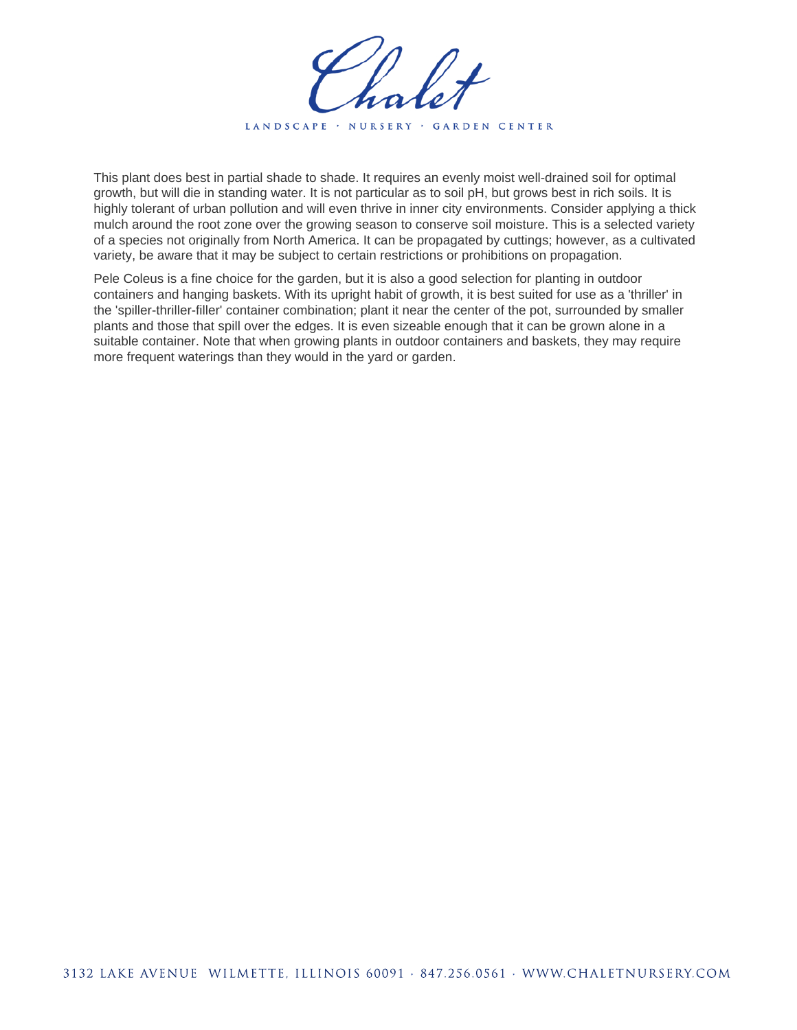This plant does best in partial shade to shade. It requires an evenly moist well-drained soil for optimal growth, but will die in standing water. It is not particular as to soil pH, but grows best in rich soils. It is highly tolerant of urban pollution and will even thrive in inner city environments. Consider applying a thick mulch around the root zone over the growing season to conserve soil moisture. This is a selected variety of a species not originally from North America. It can be propagated by cuttings; however, as a cultivated variety, be aware that it may be subject to certain restrictions or prohibitions on propagation.

Pele Coleus is a fine choice for the garden, but it is also a good selection for planting in outdoor containers and hanging baskets. With its upright habit of growth, it is best suited for use as a 'thriller' in the 'spiller-thriller-filler' container combination; plant it near the center of the pot, surrounded by smaller plants and those that spill over the edges. It is even sizeable enough that it can be grown alone in a suitable container. Note that when growing plants in outdoor containers and baskets, they may require more frequent waterings than they would in the yard or garden.